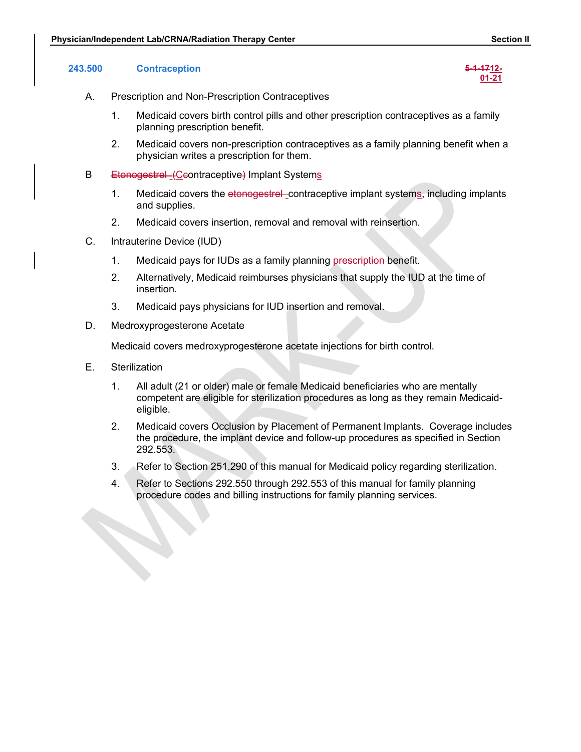## 243.500 Contraception

~~5-1-17~~12-01-21

A. Prescription and Non-Prescription Contraceptives

1. Medicaid covers birth control pills and other prescription contraceptives as a family planning prescription benefit.

2. Medicaid covers non-prescription contraceptives as a family planning benefit when a physician writes a prescription for them.

B ~~Etonogestrel (~~C~~c~~ontraceptive~~)~~ Implant Systems

1. Medicaid covers the ~~etonogestrel~~ contraceptive implant systems, including implants and supplies.

2. Medicaid covers insertion, removal and removal with reinsertion.

C. Intrauterine Device (IUD)

1. Medicaid pays for IUDs as a family planning ~~prescription~~ benefit.

2. Alternatively, Medicaid reimburses physicians that supply the IUD at the time of insertion.

3. Medicaid pays physicians for IUD insertion and removal.

D. Medroxyprogesterone Acetate

Medicaid covers medroxyprogesterone acetate injections for birth control.

E. Sterilization

1. All adult (21 or older) male or female Medicaid beneficiaries who are mentally competent are eligible for sterilization procedures as long as they remain Medicaid-eligible.

2. Medicaid covers Occlusion by Placement of Permanent Implants. Coverage includes the procedure, the implant device and follow-up procedures as specified in Section 292.553.

3. Refer to Section 251.290 of this manual for Medicaid policy regarding sterilization.

4. Refer to Sections 292.550 through 292.553 of this manual for family planning procedure codes and billing instructions for family planning services.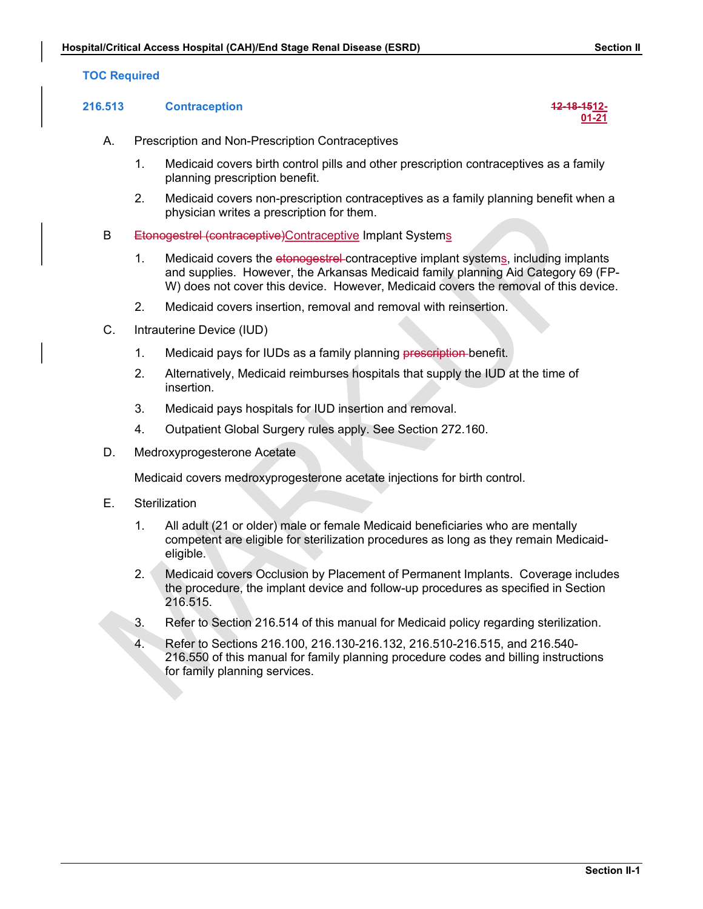TOC Required

### 216.513 Contraception

~~12-18-15~~12-01-21

A. Prescription and Non-Prescription Contraceptives

1. Medicaid covers birth control pills and other prescription contraceptives as a family planning prescription benefit.

2. Medicaid covers non-prescription contraceptives as a family planning benefit when a physician writes a prescription for them.

B ~~Etonogestrel (contraceptive)~~Contraceptive Implant Systems

1. Medicaid covers the ~~etonogestrel~~ contraceptive implant systems, including implants and supplies. However, the Arkansas Medicaid family planning Aid Category 69 (FP-W) does not cover this device. However, Medicaid covers the removal of this device.

2. Medicaid covers insertion, removal and removal with reinsertion.

C. Intrauterine Device (IUD)

1. Medicaid pays for IUDs as a family planning ~~prescription~~ benefit.

2. Alternatively, Medicaid reimburses hospitals that supply the IUD at the time of insertion.

3. Medicaid pays hospitals for IUD insertion and removal.

4. Outpatient Global Surgery rules apply. See Section 272.160.

D. Medroxyprogesterone Acetate

Medicaid covers medroxyprogesterone acetate injections for birth control.

E. Sterilization

1. All adult (21 or older) male or female Medicaid beneficiaries who are mentally competent are eligible for sterilization procedures as long as they remain Medicaid-eligible.

2. Medicaid covers Occlusion by Placement of Permanent Implants. Coverage includes the procedure, the implant device and follow-up procedures as specified in Section 216.515.

3. Refer to Section 216.514 of this manual for Medicaid policy regarding sterilization.

4. Refer to Sections 216.100, 216.130-216.132, 216.510-216.515, and 216.540-216.550 of this manual for family planning procedure codes and billing instructions for family planning services.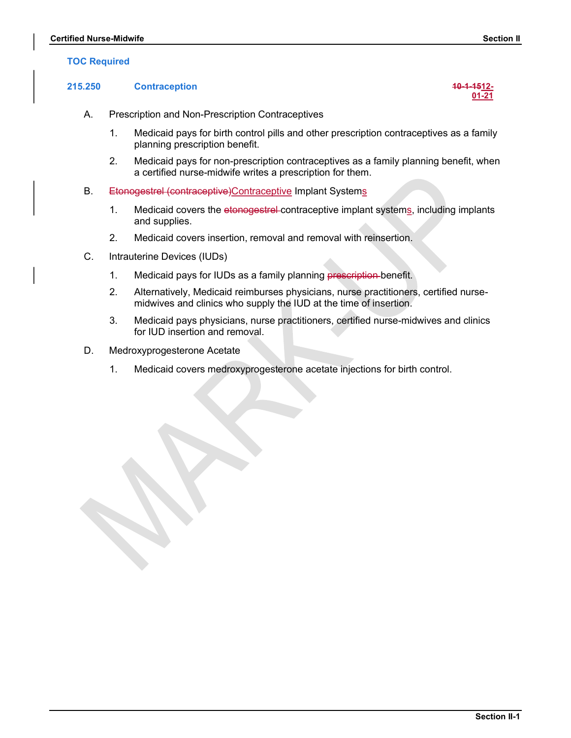TOC Required

## 215.250 Contraception

~~10-1-15~~12-01-21

A. Prescription and Non-Prescription Contraceptives

1. Medicaid pays for birth control pills and other prescription contraceptives as a family planning prescription benefit.

2. Medicaid pays for non-prescription contraceptives as a family planning benefit, when a certified nurse-midwife writes a prescription for them.

B. ~~Etonogestrel (contraceptive)~~Contraceptive Implant Systems

1. Medicaid covers the ~~etonogestrel~~ contraceptive implant systems, including implants and supplies.

2. Medicaid covers insertion, removal and removal with reinsertion.

C. Intrauterine Devices (IUDs)

1. Medicaid pays for IUDs as a family planning ~~prescription~~ benefit.

2. Alternatively, Medicaid reimburses physicians, nurse practitioners, certified nurse-midwives and clinics who supply the IUD at the time of insertion.

3. Medicaid pays physicians, nurse practitioners, certified nurse-midwives and clinics for IUD insertion and removal.

D. Medroxyprogesterone Acetate

1. Medicaid covers medroxyprogesterone acetate injections for birth control.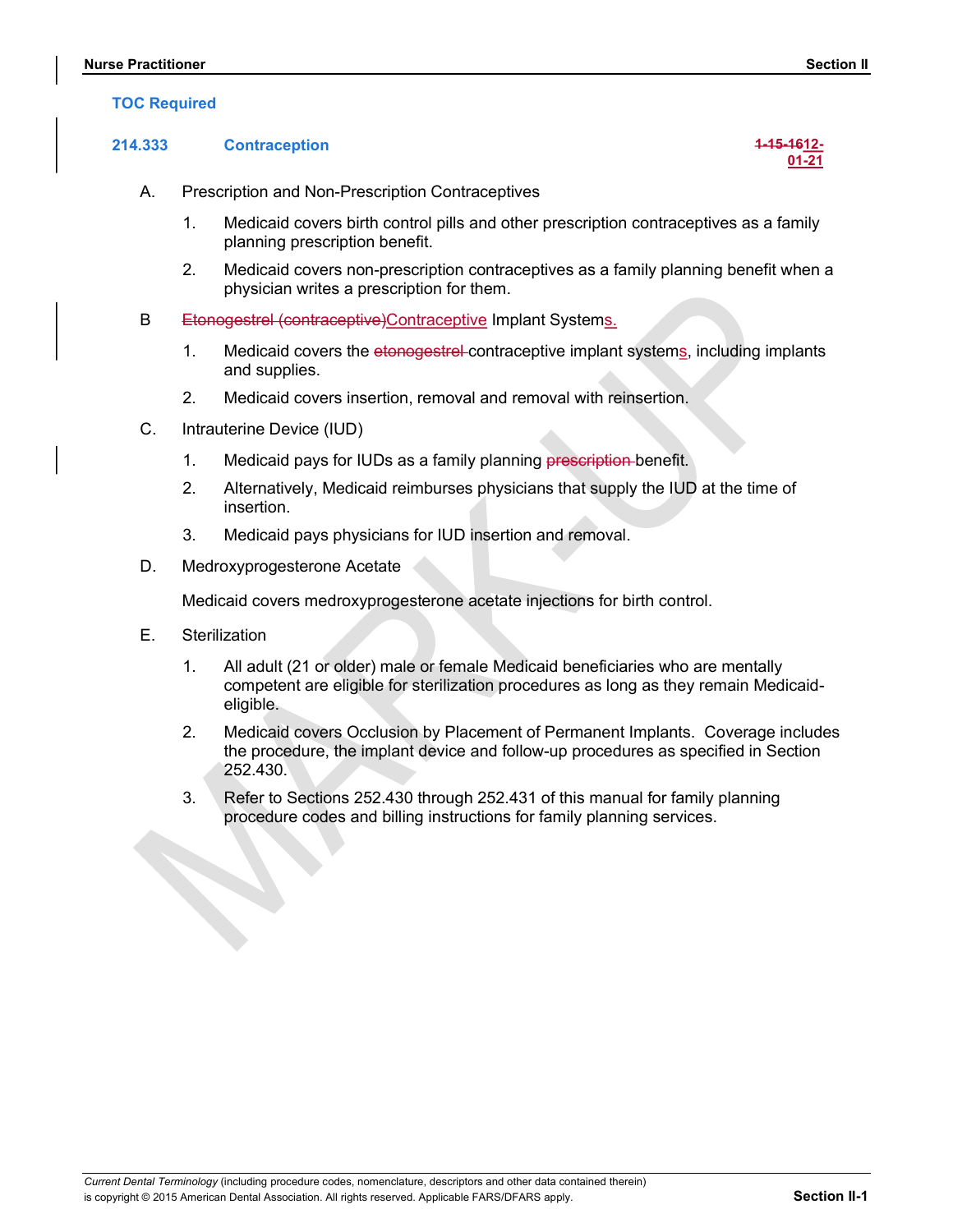TOC Required

## 214.333 Contraception

~~1-15-16~~12-01-21

A. Prescription and Non-Prescription Contraceptives

1. Medicaid covers birth control pills and other prescription contraceptives as a family planning prescription benefit.

2. Medicaid covers non-prescription contraceptives as a family planning benefit when a physician writes a prescription for them.

B ~~Etonogestrel (contraceptive)~~Contraceptive Implant Systems.

1. Medicaid covers the ~~etonogestrel~~ contraceptive implant systems, including implants and supplies.

2. Medicaid covers insertion, removal and removal with reinsertion.

C. Intrauterine Device (IUD)

1. Medicaid pays for IUDs as a family planning ~~prescription~~ benefit.

2. Alternatively, Medicaid reimburses physicians that supply the IUD at the time of insertion.

3. Medicaid pays physicians for IUD insertion and removal.

D. Medroxyprogesterone Acetate

Medicaid covers medroxyprogesterone acetate injections for birth control.

E. Sterilization

1. All adult (21 or older) male or female Medicaid beneficiaries who are mentally competent are eligible for sterilization procedures as long as they remain Medicaid-eligible.

2. Medicaid covers Occlusion by Placement of Permanent Implants. Coverage includes the procedure, the implant device and follow-up procedures as specified in Section 252.430.

3. Refer to Sections 252.430 through 252.431 of this manual for family planning procedure codes and billing instructions for family planning services.

*Current Dental Terminology* (including procedure codes, nomenclature, descriptors and other data contained therein) is copyright © 2015 American Dental Association. All rights reserved. Applicable FARS/DFARS apply.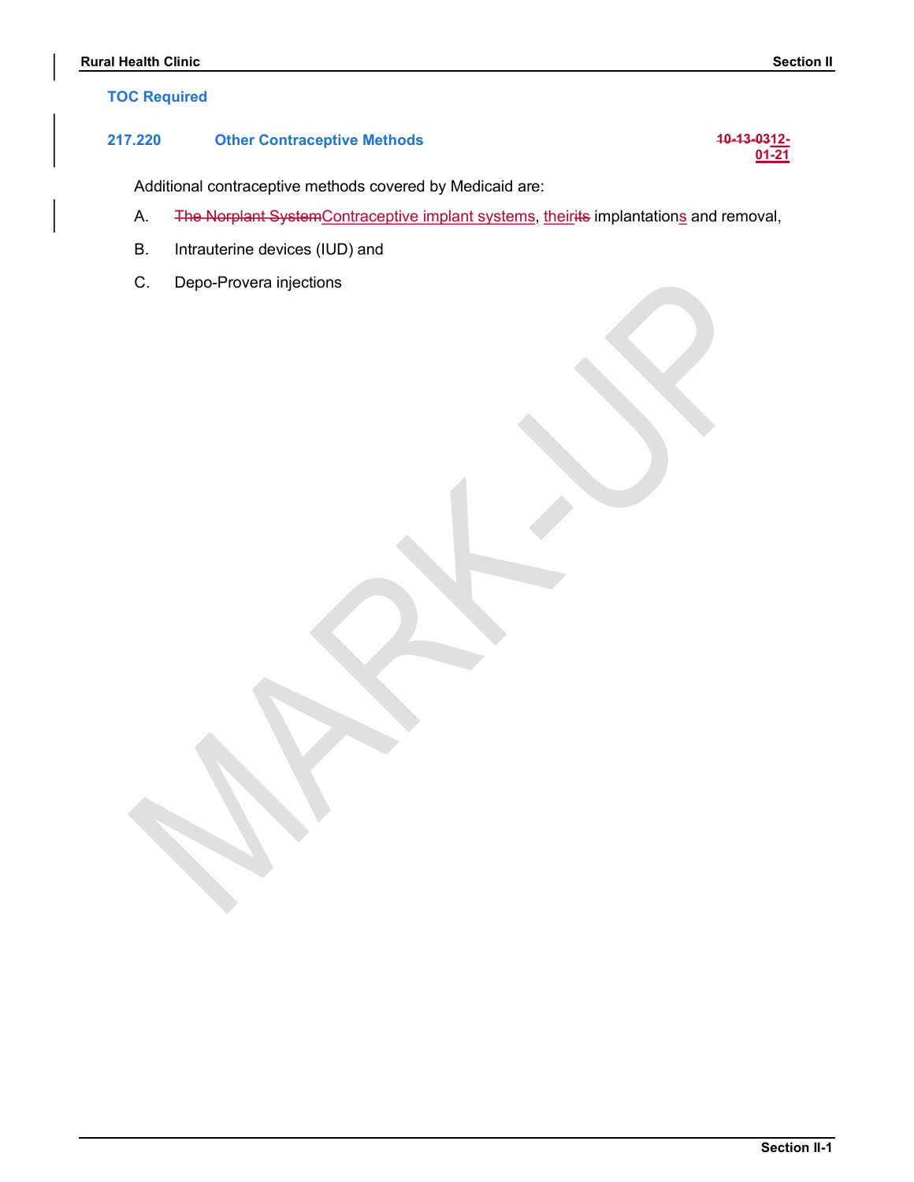TOC Required

### 217.220 Other Contraceptive Methods

~~10-13-03~~12-01-21

Additional contraceptive methods covered by Medicaid are:

A. ~~The Norplant System~~Contraceptive implant systems, their~~its~~ implantations and removal,

B. Intrauterine devices (IUD) and

C. Depo-Provera injections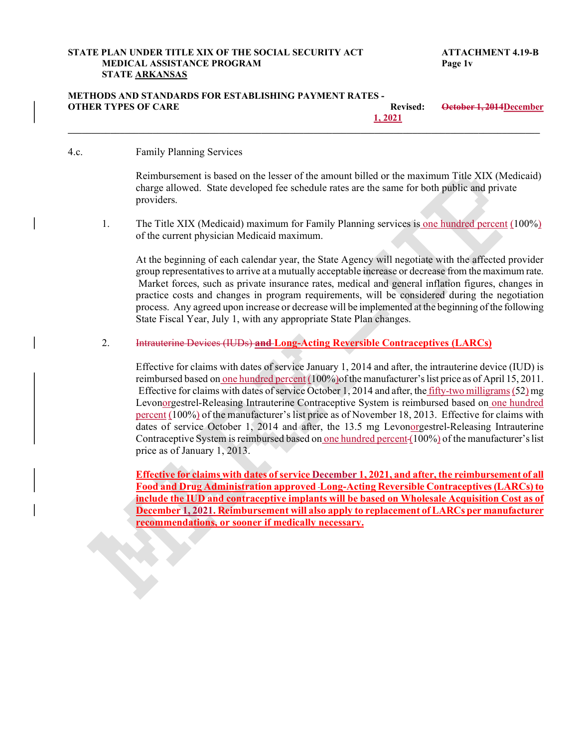**STATE PLAN UNDER TITLE XIX OF THE SOCIAL SECURITY ACT**
**MEDICAL ASSISTANCE PROGRAM**
**STATE ARKANSAS**

**ATTACHMENT 4.19-B**
**Page 1v**

**METHODS AND STANDARDS FOR ESTABLISHING PAYMENT RATES - OTHER TYPES OF CARE**

**Revised: ~~October 1, 2014~~December 1, 2021**

---

4.c. Family Planning Services

Reimbursement is based on the lesser of the amount billed or the maximum Title XIX (Medicaid) charge allowed. State developed fee schedule rates are the same for both public and private providers.

1. The Title XIX (Medicaid) maximum for Family Planning services is one hundred percent (100%) of the current physician Medicaid maximum.

   At the beginning of each calendar year, the State Agency will negotiate with the affected provider group representatives to arrive at a mutually acceptable increase or decrease from the maximum rate. Market forces, such as private insurance rates, medical and general inflation figures, changes in practice costs and changes in program requirements, will be considered during the negotiation process. Any agreed upon increase or decrease will be implemented at the beginning of the following State Fiscal Year, July 1, with any appropriate State Plan changes.

2. ~~Intrauterine Devices (IUDs)~~ **~~and~~ Long-Acting Reversible Contraceptives (LARCs)**

   Effective for claims with dates of service January 1, 2014 and after, the intrauterine device (IUD) is reimbursed based on one hundred percent (100%) of the manufacturer's list price as of April 15, 2011. Effective for claims with dates of service October 1, 2014 and after, the fifty-two milligrams (52) mg Levonorgestrel-Releasing Intrauterine Contraceptive System is reimbursed based on one hundred percent (100%) of the manufacturer's list price as of November 18, 2013. Effective for claims with dates of service October 1, 2014 and after, the 13.5 mg Levonorgestrel-Releasing Intrauterine Contraceptive System is reimbursed based on one hundred percent (100%) of the manufacturer's list price as of January 1, 2013.

   **Effective for claims with dates of service December 1, 2021, and after, the reimbursement of all Food and Drug Administration approved Long-Acting Reversible Contraceptives (LARCs) to include the IUD and contraceptive implants will be based on Wholesale Acquisition Cost as of December 1, 2021. Reimbursement will also apply to replacement of LARCs per manufacturer recommendations, or sooner if medically necessary.**